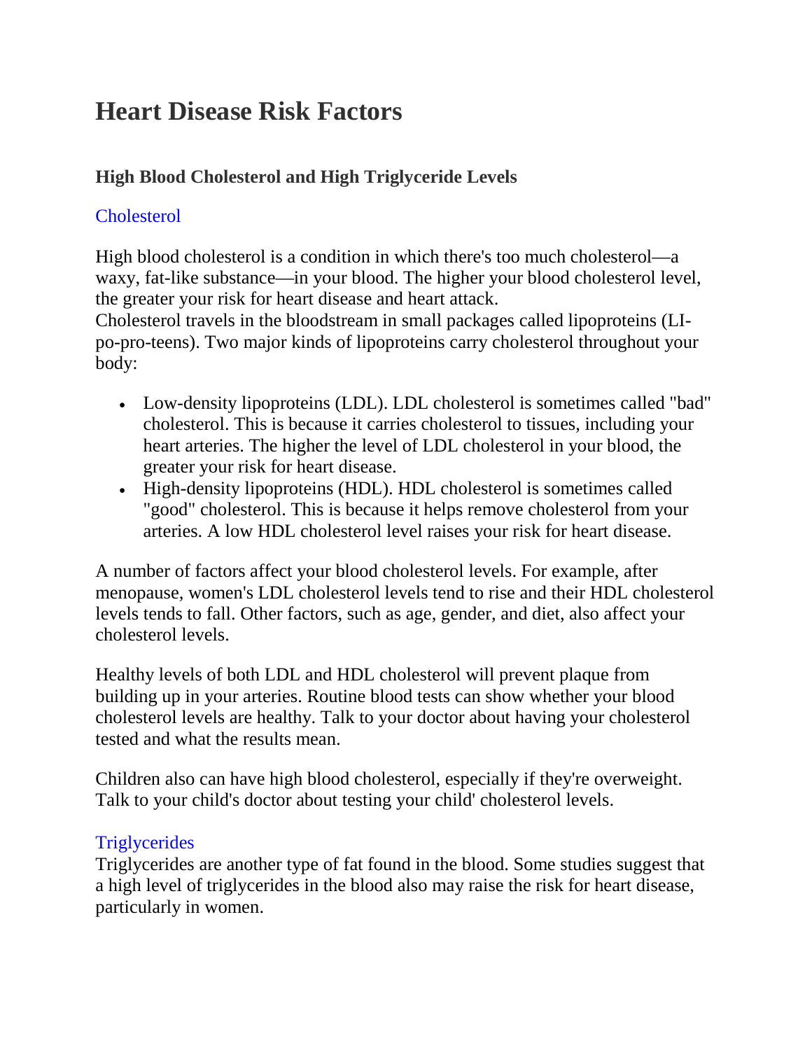# Heart Disease Risk Factors

## High Blood Cholesterol and High Triglyceride Levels

### Cholesterol

High blood cholesterol is a condition in which there's too much cholesterol—a waxy, fat-like substance—in your blood. The higher your blood cholesterol level, the greater your risk for heart disease and heart attack.
Cholesterol travels in the bloodstream in small packages called lipoproteins (LI-po-pro-teens). Two major kinds of lipoproteins carry cholesterol throughout your body:

- Low-density lipoproteins (LDL). LDL cholesterol is sometimes called "bad" cholesterol. This is because it carries cholesterol to tissues, including your heart arteries. The higher the level of LDL cholesterol in your blood, the greater your risk for heart disease.
- High-density lipoproteins (HDL). HDL cholesterol is sometimes called "good" cholesterol. This is because it helps remove cholesterol from your arteries. A low HDL cholesterol level raises your risk for heart disease.

A number of factors affect your blood cholesterol levels. For example, after menopause, women's LDL cholesterol levels tend to rise and their HDL cholesterol levels tends to fall. Other factors, such as age, gender, and diet, also affect your cholesterol levels.

Healthy levels of both LDL and HDL cholesterol will prevent plaque from building up in your arteries. Routine blood tests can show whether your blood cholesterol levels are healthy. Talk to your doctor about having your cholesterol tested and what the results mean.

Children also can have high blood cholesterol, especially if they're overweight. Talk to your child's doctor about testing your child' cholesterol levels.

### Triglycerides

Triglycerides are another type of fat found in the blood. Some studies suggest that a high level of triglycerides in the blood also may raise the risk for heart disease, particularly in women.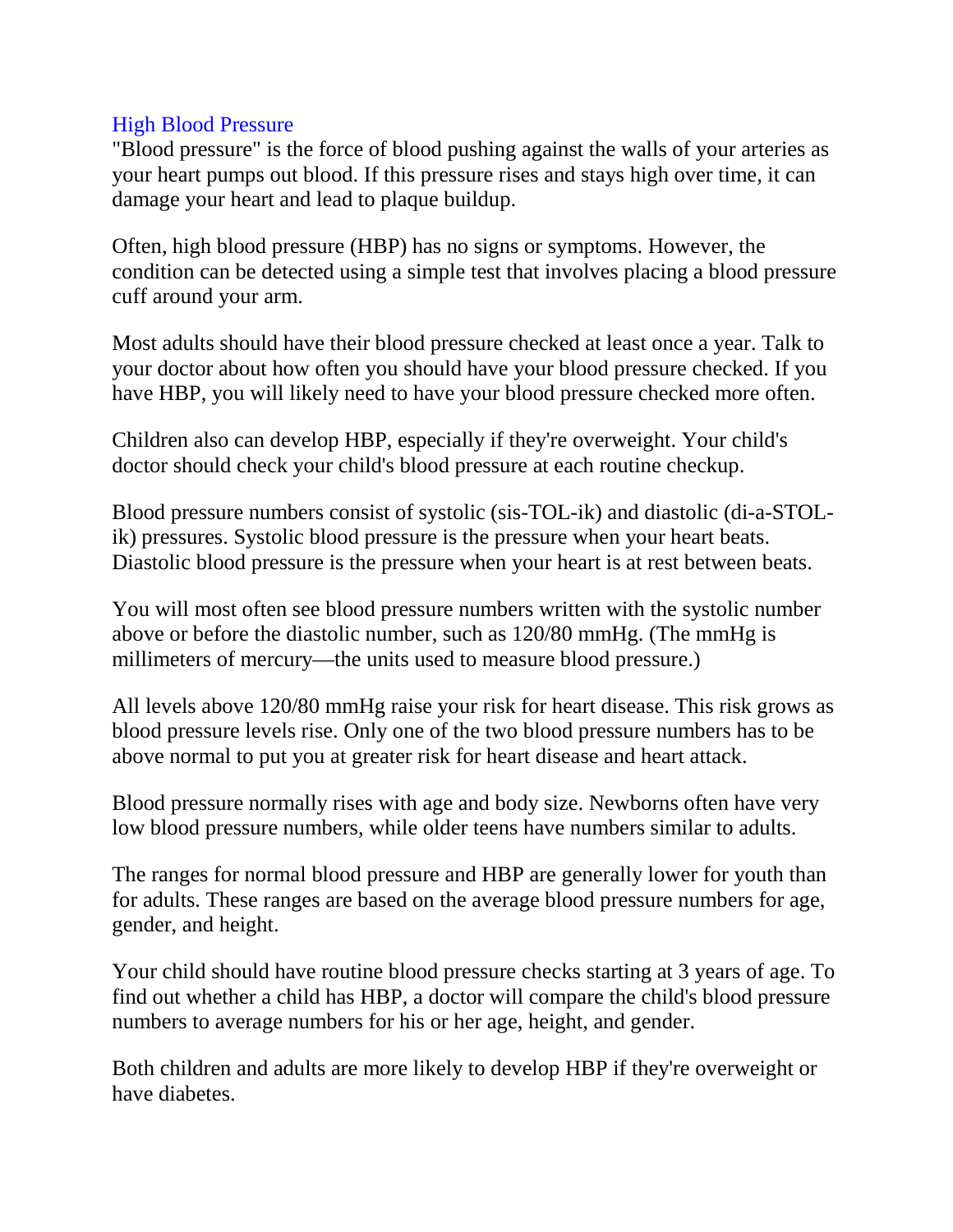## High Blood Pressure

"Blood pressure" is the force of blood pushing against the walls of your arteries as your heart pumps out blood. If this pressure rises and stays high over time, it can damage your heart and lead to plaque buildup.

Often, high blood pressure (HBP) has no signs or symptoms. However, the condition can be detected using a simple test that involves placing a blood pressure cuff around your arm.

Most adults should have their blood pressure checked at least once a year. Talk to your doctor about how often you should have your blood pressure checked. If you have HBP, you will likely need to have your blood pressure checked more often.

Children also can develop HBP, especially if they're overweight. Your child's doctor should check your child's blood pressure at each routine checkup.

Blood pressure numbers consist of systolic (sis-TOL-ik) and diastolic (di-a-STOL-ik) pressures. Systolic blood pressure is the pressure when your heart beats. Diastolic blood pressure is the pressure when your heart is at rest between beats.

You will most often see blood pressure numbers written with the systolic number above or before the diastolic number, such as 120/80 mmHg. (The mmHg is millimeters of mercury—the units used to measure blood pressure.)

All levels above 120/80 mmHg raise your risk for heart disease. This risk grows as blood pressure levels rise. Only one of the two blood pressure numbers has to be above normal to put you at greater risk for heart disease and heart attack.

Blood pressure normally rises with age and body size. Newborns often have very low blood pressure numbers, while older teens have numbers similar to adults.

The ranges for normal blood pressure and HBP are generally lower for youth than for adults. These ranges are based on the average blood pressure numbers for age, gender, and height.

Your child should have routine blood pressure checks starting at 3 years of age. To find out whether a child has HBP, a doctor will compare the child's blood pressure numbers to average numbers for his or her age, height, and gender.

Both children and adults are more likely to develop HBP if they're overweight or have diabetes.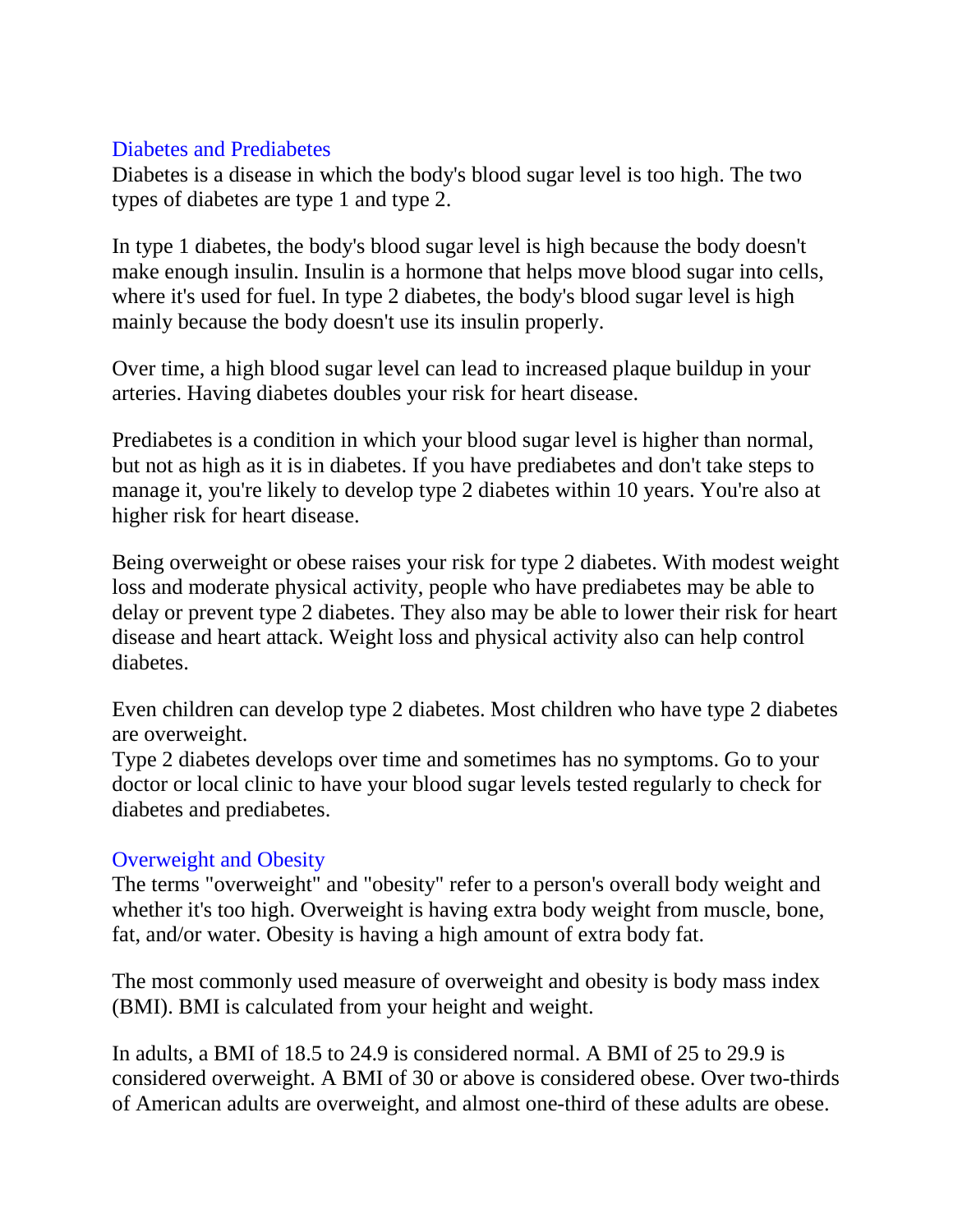## Diabetes and Prediabetes

Diabetes is a disease in which the body's blood sugar level is too high. The two types of diabetes are type 1 and type 2.

In type 1 diabetes, the body's blood sugar level is high because the body doesn't make enough insulin. Insulin is a hormone that helps move blood sugar into cells, where it's used for fuel. In type 2 diabetes, the body's blood sugar level is high mainly because the body doesn't use its insulin properly.

Over time, a high blood sugar level can lead to increased plaque buildup in your arteries. Having diabetes doubles your risk for heart disease.

Prediabetes is a condition in which your blood sugar level is higher than normal, but not as high as it is in diabetes. If you have prediabetes and don't take steps to manage it, you're likely to develop type 2 diabetes within 10 years. You're also at higher risk for heart disease.

Being overweight or obese raises your risk for type 2 diabetes. With modest weight loss and moderate physical activity, people who have prediabetes may be able to delay or prevent type 2 diabetes. They also may be able to lower their risk for heart disease and heart attack. Weight loss and physical activity also can help control diabetes.

Even children can develop type 2 diabetes. Most children who have type 2 diabetes are overweight.
Type 2 diabetes develops over time and sometimes has no symptoms. Go to your doctor or local clinic to have your blood sugar levels tested regularly to check for diabetes and prediabetes.

## Overweight and Obesity

The terms "overweight" and "obesity" refer to a person's overall body weight and whether it's too high. Overweight is having extra body weight from muscle, bone, fat, and/or water. Obesity is having a high amount of extra body fat.

The most commonly used measure of overweight and obesity is body mass index (BMI). BMI is calculated from your height and weight.

In adults, a BMI of 18.5 to 24.9 is considered normal. A BMI of 25 to 29.9 is considered overweight. A BMI of 30 or above is considered obese. Over two-thirds of American adults are overweight, and almost one-third of these adults are obese.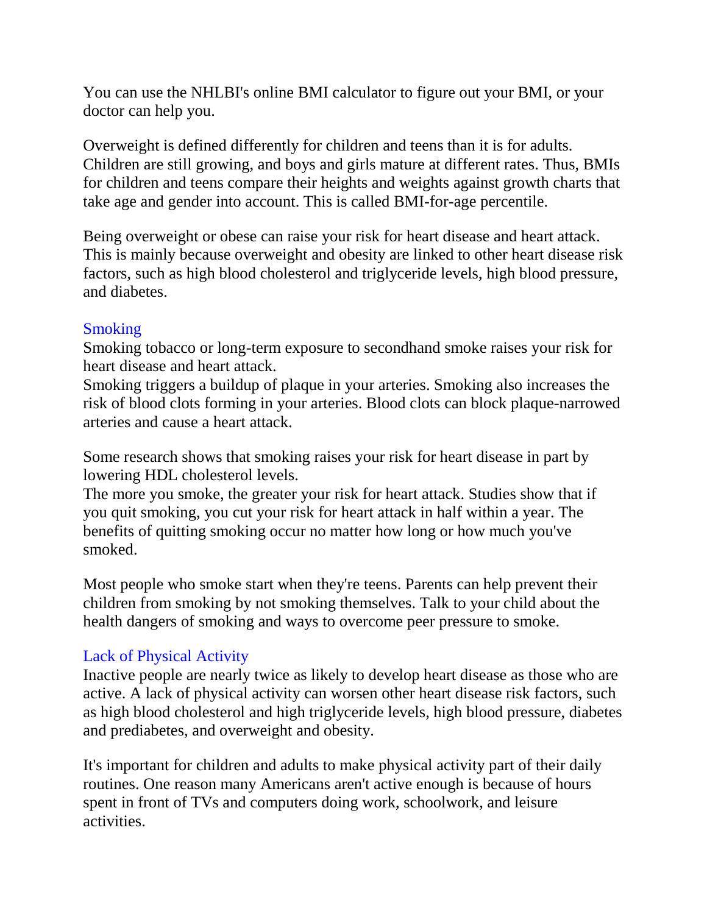You can use the NHLBI's online BMI calculator to figure out your BMI, or your doctor can help you.

Overweight is defined differently for children and teens than it is for adults. Children are still growing, and boys and girls mature at different rates. Thus, BMIs for children and teens compare their heights and weights against growth charts that take age and gender into account. This is called BMI-for-age percentile.

Being overweight or obese can raise your risk for heart disease and heart attack. This is mainly because overweight and obesity are linked to other heart disease risk factors, such as high blood cholesterol and triglyceride levels, high blood pressure, and diabetes.

### Smoking

Smoking tobacco or long-term exposure to secondhand smoke raises your risk for heart disease and heart attack.
Smoking triggers a buildup of plaque in your arteries. Smoking also increases the risk of blood clots forming in your arteries. Blood clots can block plaque-narrowed arteries and cause a heart attack.

Some research shows that smoking raises your risk for heart disease in part by lowering HDL cholesterol levels.
The more you smoke, the greater your risk for heart attack. Studies show that if you quit smoking, you cut your risk for heart attack in half within a year. The benefits of quitting smoking occur no matter how long or how much you've smoked.

Most people who smoke start when they're teens. Parents can help prevent their children from smoking by not smoking themselves. Talk to your child about the health dangers of smoking and ways to overcome peer pressure to smoke.

### Lack of Physical Activity

Inactive people are nearly twice as likely to develop heart disease as those who are active. A lack of physical activity can worsen other heart disease risk factors, such as high blood cholesterol and high triglyceride levels, high blood pressure, diabetes and prediabetes, and overweight and obesity.

It's important for children and adults to make physical activity part of their daily routines. One reason many Americans aren't active enough is because of hours spent in front of TVs and computers doing work, schoolwork, and leisure activities.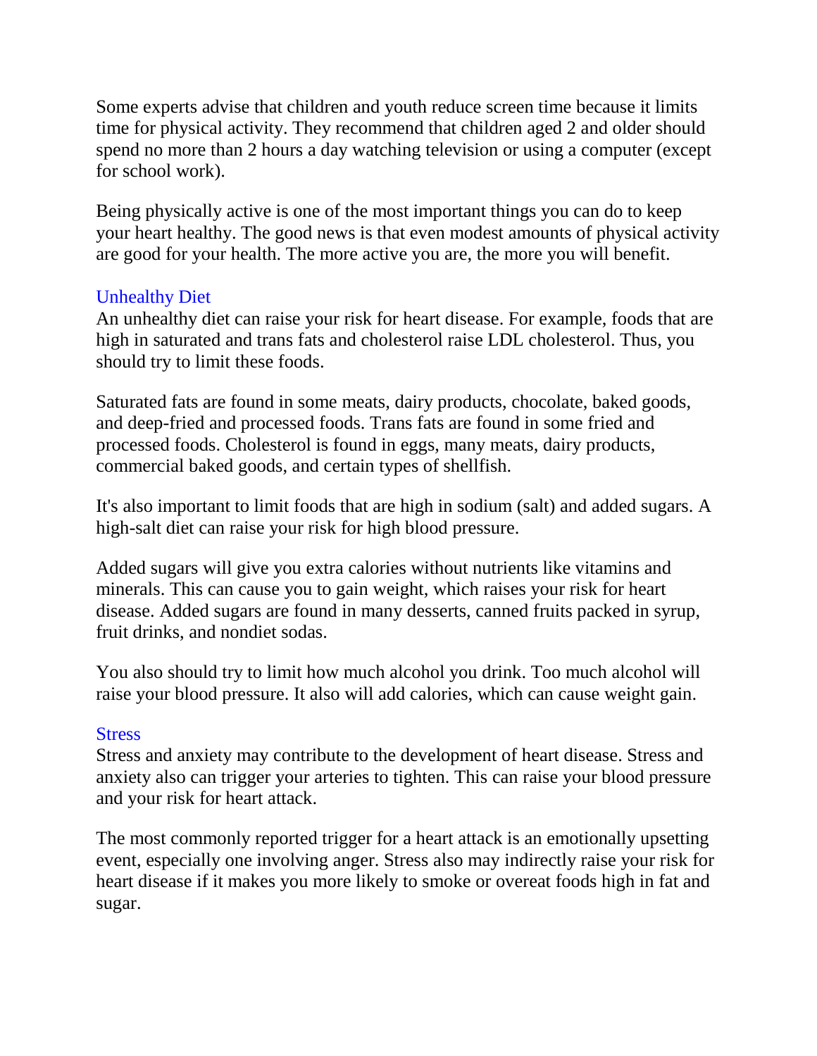Some experts advise that children and youth reduce screen time because it limits time for physical activity. They recommend that children aged 2 and older should spend no more than 2 hours a day watching television or using a computer (except for school work).

Being physically active is one of the most important things you can do to keep your heart healthy. The good news is that even modest amounts of physical activity are good for your health. The more active you are, the more you will benefit.

### Unhealthy Diet

An unhealthy diet can raise your risk for heart disease. For example, foods that are high in saturated and trans fats and cholesterol raise LDL cholesterol. Thus, you should try to limit these foods.

Saturated fats are found in some meats, dairy products, chocolate, baked goods, and deep-fried and processed foods. Trans fats are found in some fried and processed foods. Cholesterol is found in eggs, many meats, dairy products, commercial baked goods, and certain types of shellfish.

It's also important to limit foods that are high in sodium (salt) and added sugars. A high-salt diet can raise your risk for high blood pressure.

Added sugars will give you extra calories without nutrients like vitamins and minerals. This can cause you to gain weight, which raises your risk for heart disease. Added sugars are found in many desserts, canned fruits packed in syrup, fruit drinks, and nondiet sodas.

You also should try to limit how much alcohol you drink. Too much alcohol will raise your blood pressure. It also will add calories, which can cause weight gain.

### Stress

Stress and anxiety may contribute to the development of heart disease. Stress and anxiety also can trigger your arteries to tighten. This can raise your blood pressure and your risk for heart attack.

The most commonly reported trigger for a heart attack is an emotionally upsetting event, especially one involving anger. Stress also may indirectly raise your risk for heart disease if it makes you more likely to smoke or overeat foods high in fat and sugar.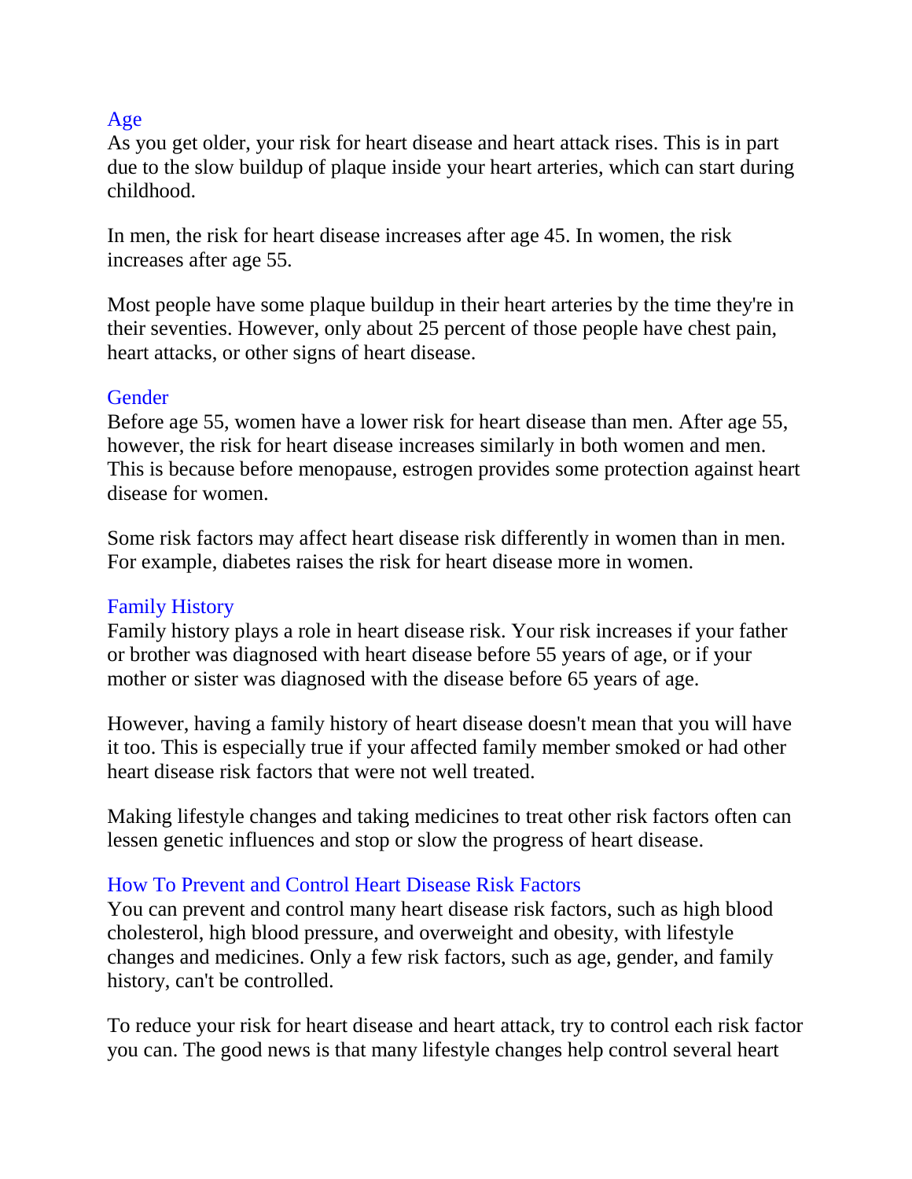## Age

As you get older, your risk for heart disease and heart attack rises. This is in part due to the slow buildup of plaque inside your heart arteries, which can start during childhood.

In men, the risk for heart disease increases after age 45. In women, the risk increases after age 55.

Most people have some plaque buildup in their heart arteries by the time they're in their seventies. However, only about 25 percent of those people have chest pain, heart attacks, or other signs of heart disease.

## Gender

Before age 55, women have a lower risk for heart disease than men. After age 55, however, the risk for heart disease increases similarly in both women and men. This is because before menopause, estrogen provides some protection against heart disease for women.

Some risk factors may affect heart disease risk differently in women than in men. For example, diabetes raises the risk for heart disease more in women.

## Family History

Family history plays a role in heart disease risk. Your risk increases if your father or brother was diagnosed with heart disease before 55 years of age, or if your mother or sister was diagnosed with the disease before 65 years of age.

However, having a family history of heart disease doesn't mean that you will have it too. This is especially true if your affected family member smoked or had other heart disease risk factors that were not well treated.

Making lifestyle changes and taking medicines to treat other risk factors often can lessen genetic influences and stop or slow the progress of heart disease.

## How To Prevent and Control Heart Disease Risk Factors

You can prevent and control many heart disease risk factors, such as high blood cholesterol, high blood pressure, and overweight and obesity, with lifestyle changes and medicines. Only a few risk factors, such as age, gender, and family history, can't be controlled.

To reduce your risk for heart disease and heart attack, try to control each risk factor you can. The good news is that many lifestyle changes help control several heart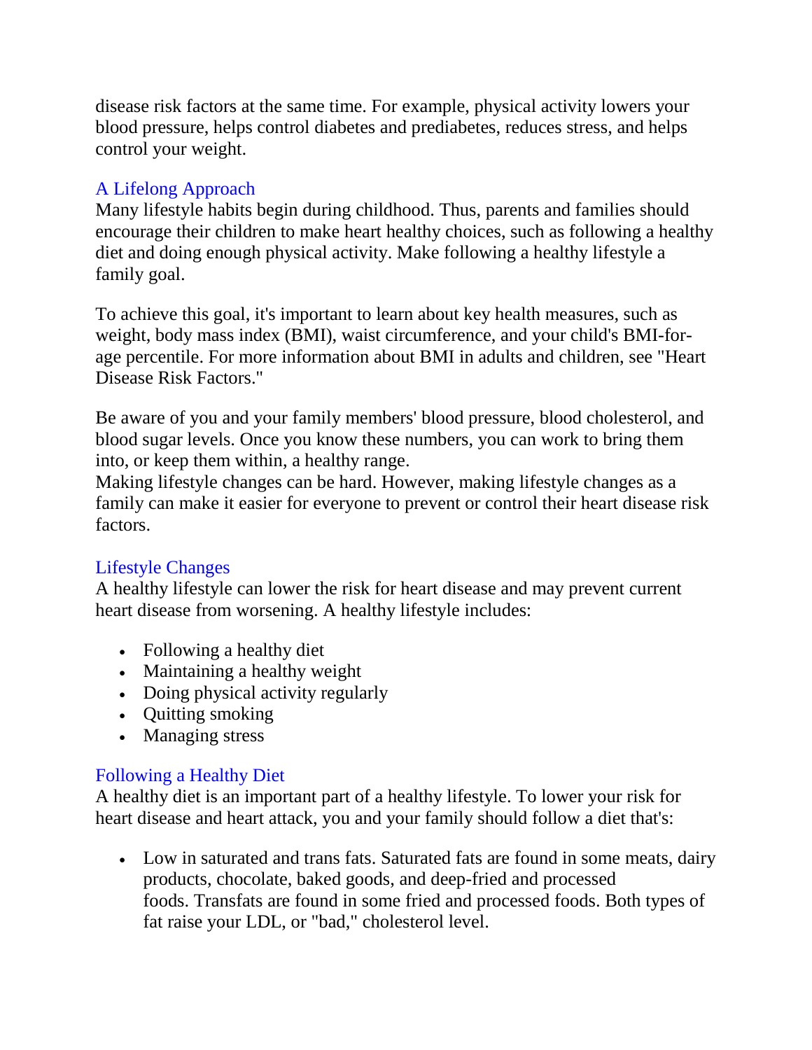disease risk factors at the same time. For example, physical activity lowers your blood pressure, helps control diabetes and prediabetes, reduces stress, and helps control your weight.

## A Lifelong Approach

Many lifestyle habits begin during childhood. Thus, parents and families should encourage their children to make heart healthy choices, such as following a healthy diet and doing enough physical activity. Make following a healthy lifestyle a family goal.

To achieve this goal, it's important to learn about key health measures, such as weight, body mass index (BMI), waist circumference, and your child's BMI-for-age percentile. For more information about BMI in adults and children, see "Heart Disease Risk Factors."

Be aware of you and your family members' blood pressure, blood cholesterol, and blood sugar levels. Once you know these numbers, you can work to bring them into, or keep them within, a healthy range.
Making lifestyle changes can be hard. However, making lifestyle changes as a family can make it easier for everyone to prevent or control their heart disease risk factors.

## Lifestyle Changes

A healthy lifestyle can lower the risk for heart disease and may prevent current heart disease from worsening. A healthy lifestyle includes:

- Following a healthy diet
- Maintaining a healthy weight
- Doing physical activity regularly
- Quitting smoking
- Managing stress

## Following a Healthy Diet

A healthy diet is an important part of a healthy lifestyle. To lower your risk for heart disease and heart attack, you and your family should follow a diet that's:

- Low in saturated and trans fats. Saturated fats are found in some meats, dairy products, chocolate, baked goods, and deep-fried and processed foods. Transfats are found in some fried and processed foods. Both types of fat raise your LDL, or "bad," cholesterol level.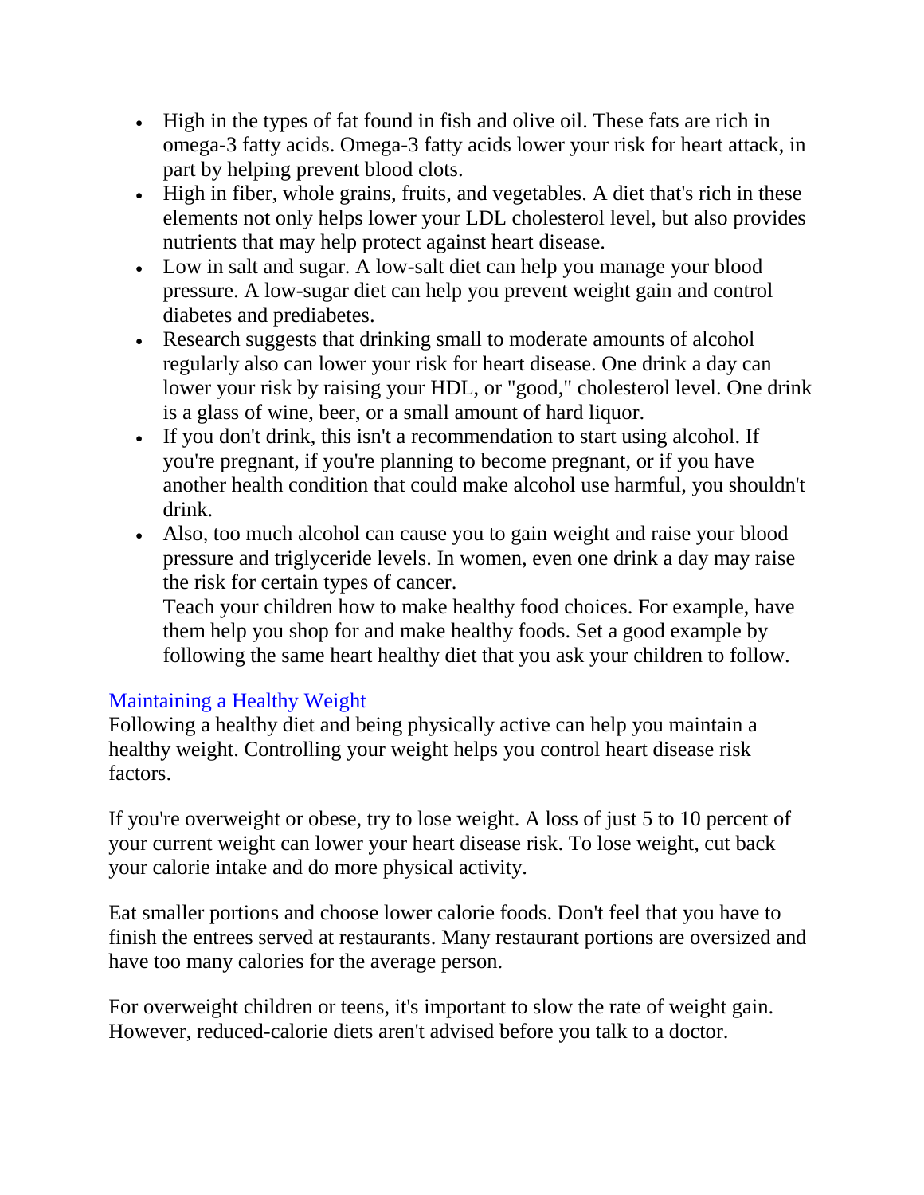- High in the types of fat found in fish and olive oil. These fats are rich in omega-3 fatty acids. Omega-3 fatty acids lower your risk for heart attack, in part by helping prevent blood clots.
- High in fiber, whole grains, fruits, and vegetables. A diet that's rich in these elements not only helps lower your LDL cholesterol level, but also provides nutrients that may help protect against heart disease.
- Low in salt and sugar. A low-salt diet can help you manage your blood pressure. A low-sugar diet can help you prevent weight gain and control diabetes and prediabetes.
- Research suggests that drinking small to moderate amounts of alcohol regularly also can lower your risk for heart disease. One drink a day can lower your risk by raising your HDL, or "good," cholesterol level. One drink is a glass of wine, beer, or a small amount of hard liquor.
- If you don't drink, this isn't a recommendation to start using alcohol. If you're pregnant, if you're planning to become pregnant, or if you have another health condition that could make alcohol use harmful, you shouldn't drink.
- Also, too much alcohol can cause you to gain weight and raise your blood pressure and triglyceride levels. In women, even one drink a day may raise the risk for certain types of cancer.

  Teach your children how to make healthy food choices. For example, have them help you shop for and make healthy foods. Set a good example by following the same heart healthy diet that you ask your children to follow.

## Maintaining a Healthy Weight

Following a healthy diet and being physically active can help you maintain a healthy weight. Controlling your weight helps you control heart disease risk factors.

If you're overweight or obese, try to lose weight. A loss of just 5 to 10 percent of your current weight can lower your heart disease risk. To lose weight, cut back your calorie intake and do more physical activity.

Eat smaller portions and choose lower calorie foods. Don't feel that you have to finish the entrees served at restaurants. Many restaurant portions are oversized and have too many calories for the average person.

For overweight children or teens, it's important to slow the rate of weight gain. However, reduced-calorie diets aren't advised before you talk to a doctor.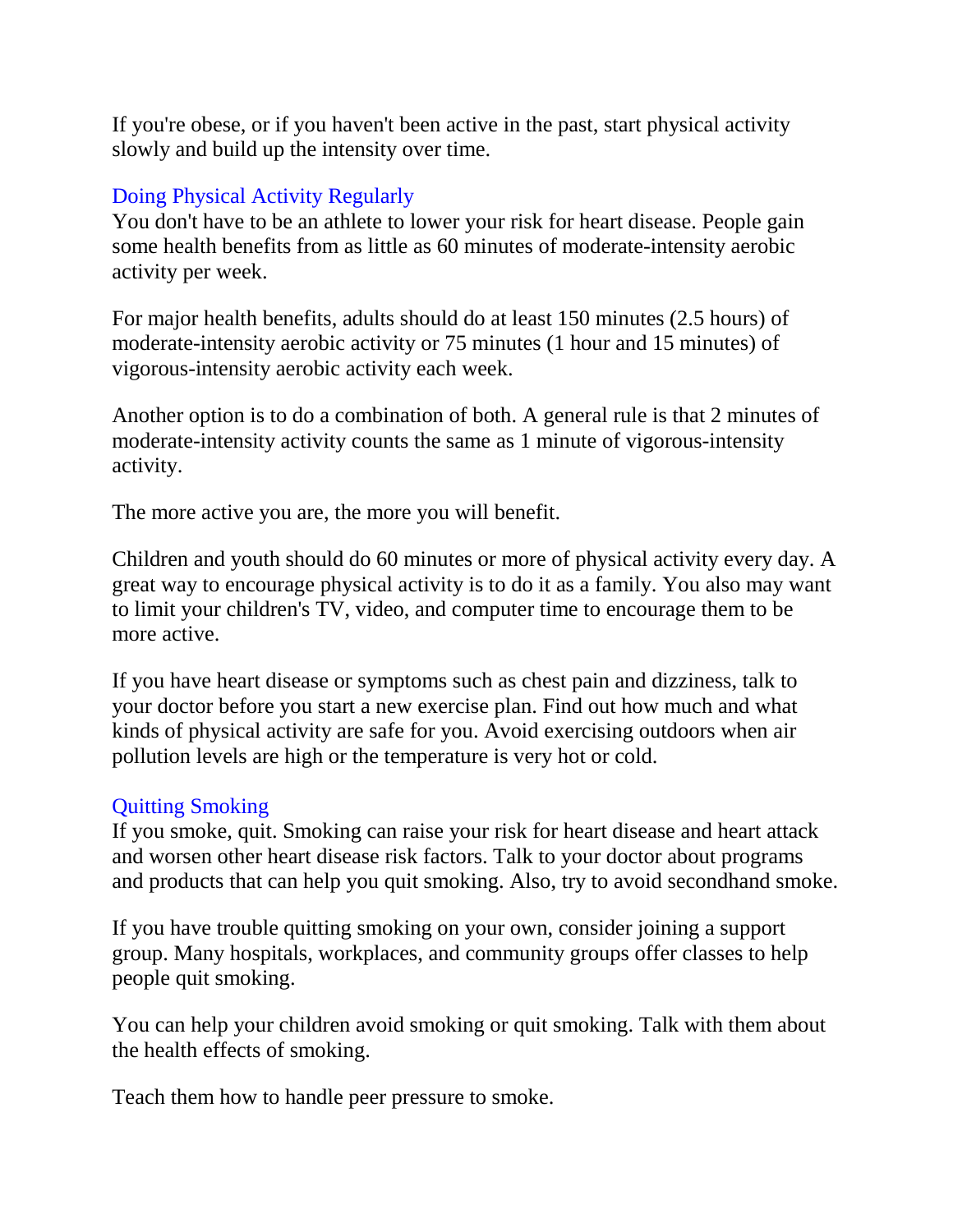If you're obese, or if you haven't been active in the past, start physical activity slowly and build up the intensity over time.

## Doing Physical Activity Regularly

You don't have to be an athlete to lower your risk for heart disease. People gain some health benefits from as little as 60 minutes of moderate-intensity aerobic activity per week.

For major health benefits, adults should do at least 150 minutes (2.5 hours) of moderate-intensity aerobic activity or 75 minutes (1 hour and 15 minutes) of vigorous-intensity aerobic activity each week.

Another option is to do a combination of both. A general rule is that 2 minutes of moderate-intensity activity counts the same as 1 minute of vigorous-intensity activity.

The more active you are, the more you will benefit.

Children and youth should do 60 minutes or more of physical activity every day. A great way to encourage physical activity is to do it as a family. You also may want to limit your children's TV, video, and computer time to encourage them to be more active.

If you have heart disease or symptoms such as chest pain and dizziness, talk to your doctor before you start a new exercise plan. Find out how much and what kinds of physical activity are safe for you. Avoid exercising outdoors when air pollution levels are high or the temperature is very hot or cold.

## Quitting Smoking

If you smoke, quit. Smoking can raise your risk for heart disease and heart attack and worsen other heart disease risk factors. Talk to your doctor about programs and products that can help you quit smoking. Also, try to avoid secondhand smoke.

If you have trouble quitting smoking on your own, consider joining a support group. Many hospitals, workplaces, and community groups offer classes to help people quit smoking.

You can help your children avoid smoking or quit smoking. Talk with them about the health effects of smoking.

Teach them how to handle peer pressure to smoke.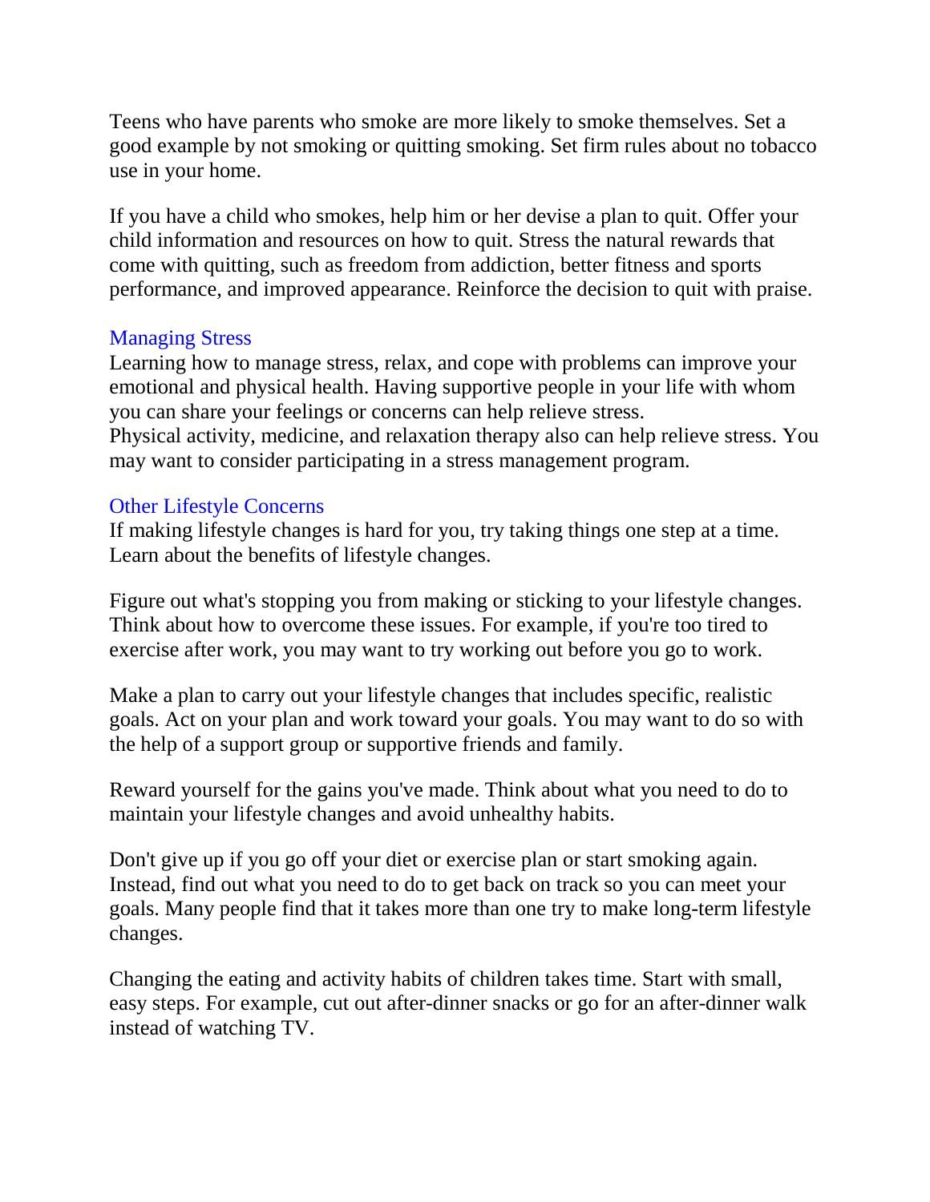Teens who have parents who smoke are more likely to smoke themselves. Set a good example by not smoking or quitting smoking. Set firm rules about no tobacco use in your home.

If you have a child who smokes, help him or her devise a plan to quit. Offer your child information and resources on how to quit. Stress the natural rewards that come with quitting, such as freedom from addiction, better fitness and sports performance, and improved appearance. Reinforce the decision to quit with praise.

## Managing Stress

Learning how to manage stress, relax, and cope with problems can improve your emotional and physical health. Having supportive people in your life with whom you can share your feelings or concerns can help relieve stress.
Physical activity, medicine, and relaxation therapy also can help relieve stress. You may want to consider participating in a stress management program.

## Other Lifestyle Concerns

If making lifestyle changes is hard for you, try taking things one step at a time. Learn about the benefits of lifestyle changes.

Figure out what's stopping you from making or sticking to your lifestyle changes. Think about how to overcome these issues. For example, if you're too tired to exercise after work, you may want to try working out before you go to work.

Make a plan to carry out your lifestyle changes that includes specific, realistic goals. Act on your plan and work toward your goals. You may want to do so with the help of a support group or supportive friends and family.

Reward yourself for the gains you've made. Think about what you need to do to maintain your lifestyle changes and avoid unhealthy habits.

Don't give up if you go off your diet or exercise plan or start smoking again. Instead, find out what you need to do to get back on track so you can meet your goals. Many people find that it takes more than one try to make long-term lifestyle changes.

Changing the eating and activity habits of children takes time. Start with small, easy steps. For example, cut out after-dinner snacks or go for an after-dinner walk instead of watching TV.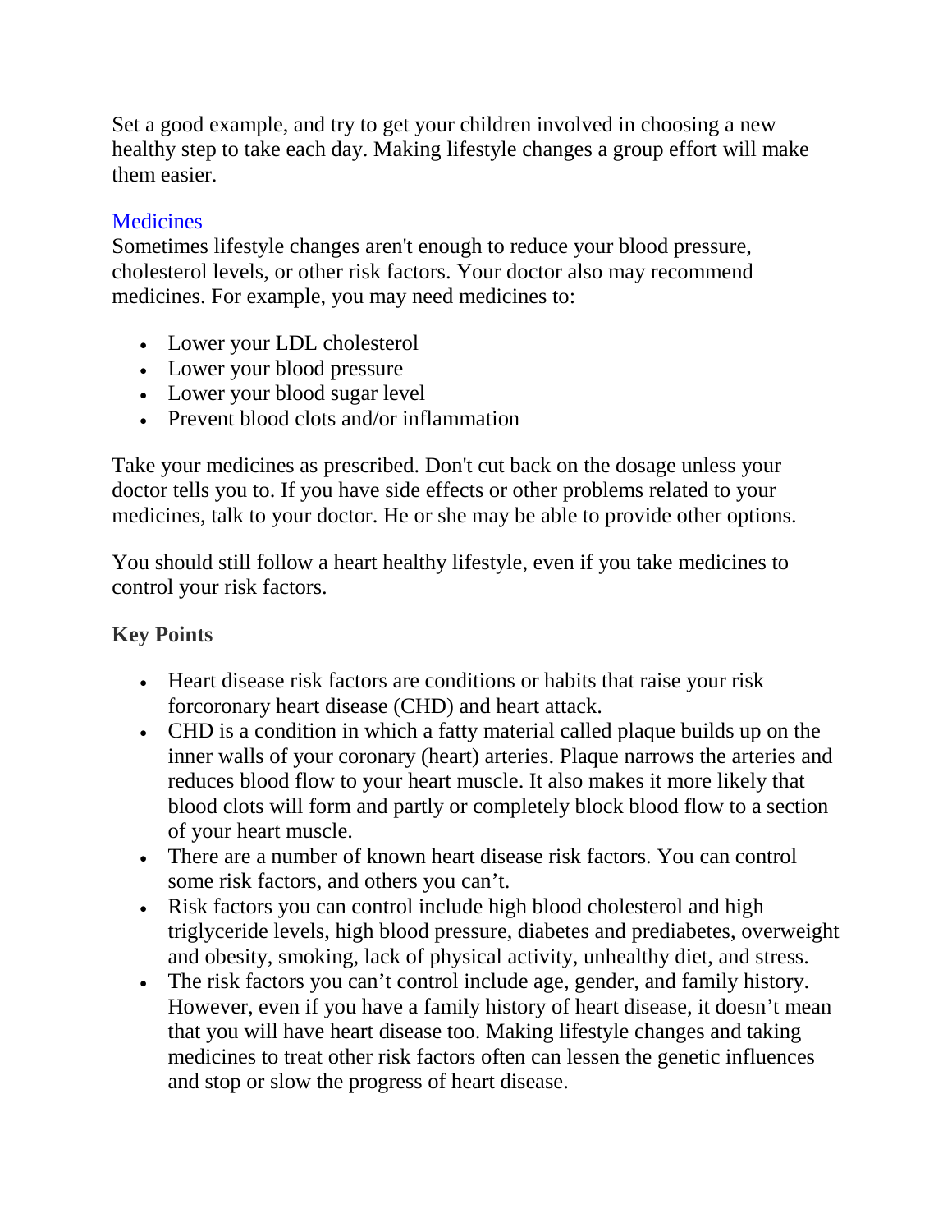Set a good example, and try to get your children involved in choosing a new healthy step to take each day. Making lifestyle changes a group effort will make them easier.

### Medicines

Sometimes lifestyle changes aren't enough to reduce your blood pressure, cholesterol levels, or other risk factors. Your doctor also may recommend medicines. For example, you may need medicines to:

- Lower your LDL cholesterol
- Lower your blood pressure
- Lower your blood sugar level
- Prevent blood clots and/or inflammation

Take your medicines as prescribed. Don't cut back on the dosage unless your doctor tells you to. If you have side effects or other problems related to your medicines, talk to your doctor. He or she may be able to provide other options.

You should still follow a heart healthy lifestyle, even if you take medicines to control your risk factors.

**Key Points**

- Heart disease risk factors are conditions or habits that raise your risk forcoronary heart disease (CHD) and heart attack.
- CHD is a condition in which a fatty material called plaque builds up on the inner walls of your coronary (heart) arteries. Plaque narrows the arteries and reduces blood flow to your heart muscle. It also makes it more likely that blood clots will form and partly or completely block blood flow to a section of your heart muscle.
- There are a number of known heart disease risk factors. You can control some risk factors, and others you can't.
- Risk factors you can control include high blood cholesterol and high triglyceride levels, high blood pressure, diabetes and prediabetes, overweight and obesity, smoking, lack of physical activity, unhealthy diet, and stress.
- The risk factors you can't control include age, gender, and family history. However, even if you have a family history of heart disease, it doesn't mean that you will have heart disease too. Making lifestyle changes and taking medicines to treat other risk factors often can lessen the genetic influences and stop or slow the progress of heart disease.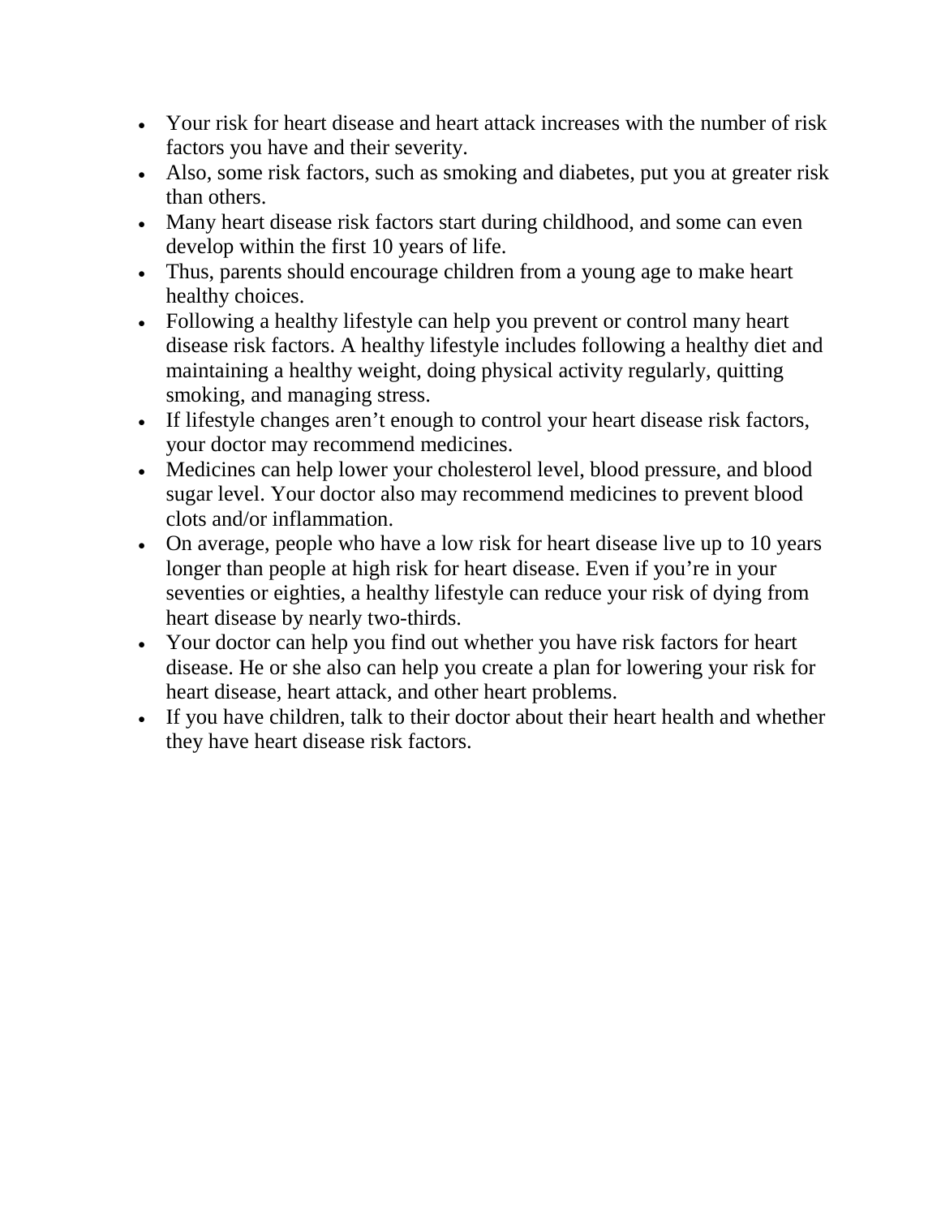- Your risk for heart disease and heart attack increases with the number of risk factors you have and their severity.
- Also, some risk factors, such as smoking and diabetes, put you at greater risk than others.
- Many heart disease risk factors start during childhood, and some can even develop within the first 10 years of life.
- Thus, parents should encourage children from a young age to make heart healthy choices.
- Following a healthy lifestyle can help you prevent or control many heart disease risk factors. A healthy lifestyle includes following a healthy diet and maintaining a healthy weight, doing physical activity regularly, quitting smoking, and managing stress.
- If lifestyle changes aren't enough to control your heart disease risk factors, your doctor may recommend medicines.
- Medicines can help lower your cholesterol level, blood pressure, and blood sugar level. Your doctor also may recommend medicines to prevent blood clots and/or inflammation.
- On average, people who have a low risk for heart disease live up to 10 years longer than people at high risk for heart disease. Even if you're in your seventies or eighties, a healthy lifestyle can reduce your risk of dying from heart disease by nearly two-thirds.
- Your doctor can help you find out whether you have risk factors for heart disease. He or she also can help you create a plan for lowering your risk for heart disease, heart attack, and other heart problems.
- If you have children, talk to their doctor about their heart health and whether they have heart disease risk factors.